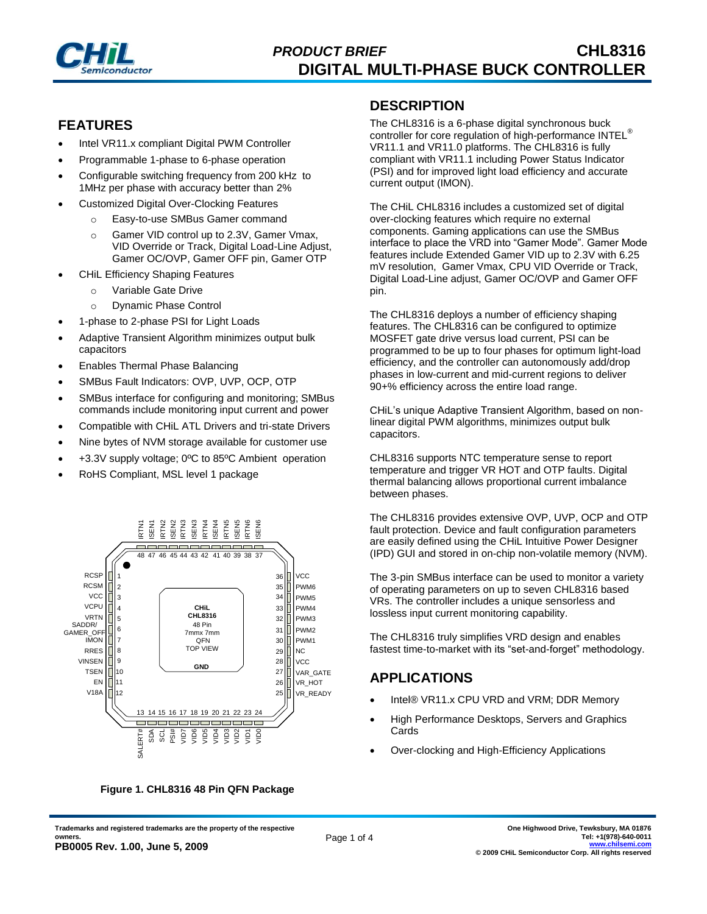# PRODUCT BRIEF CHL8316
# DIGITAL MULTI-PHASE BUCK CONTROLLER

## FEATURES

- Intel VR11.x compliant Digital PWM Controller
- Programmable 1-phase to 6-phase operation
- Configurable switching frequency from 200 kHz to 1MHz per phase with accuracy better than 2%
- Customized Digital Over-Clocking Features
  - Easy-to-use SMBus Gamer command
  - Gamer VID control up to 2.3V, Gamer Vmax, VID Override or Track, Digital Load-Line Adjust, Gamer OC/OVP, Gamer OFF pin, Gamer OTP
- CHiL Efficiency Shaping Features
  - Variable Gate Drive
  - Dynamic Phase Control
- 1-phase to 2-phase PSI for Light Loads
- Adaptive Transient Algorithm minimizes output bulk capacitors
- Enables Thermal Phase Balancing
- SMBus Fault Indicators: OVP, UVP, OCP, OTP
- SMBus interface for configuring and monitoring; SMBus commands include monitoring input current and power
- Compatible with CHiL ATL Drivers and tri-state Drivers
- Nine bytes of NVM storage available for customer use
- +3.3V supply voltage; 0ºC to 85ºC Ambient operation
- RoHS Compliant, MSL level 1 package

| Pin | Name | Pin | Name |
|---|---|---|---|
| 1 | RCSP | 25 | VR_READY |
| 2 | RCSM | 26 | VR_HOT |
| 3 | VCC | 27 | VAR_GATE |
| 4 | VCPU | 28 | VCC |
| 5 | VRTN | 29 | NC |
| 6 | SADDR/GAMER_OFF | 30 | PWM1 |
| 7 | IMON | 31 | PWM2 |
| 8 | RRES | 32 | PWM3 |
| 9 | VINSEN | 33 | PWM4 |
| 10 | TSEN | 34 | PWM5 |
| 11 | EN | 35 | PWM6 |
| 12 | V18A | 36 | VCC |
| 13 | SALERT# | 37 | ISEN6 |
| 14 | SDA | 38 | IRTN6 |
| 15 | SCL | 39 | ISEN5 |
| 16 | PSI# | 40 | IRTN5 |
| 17 | VID7 | 41 | ISEN4 |
| 18 | VID6 | 42 | IRTN4 |
| 19 | VID5 | 43 | ISEN3 |
| 20 | VID4 | 44 | IRTN3 |
| 21 | VID3 | 45 | ISEN2 |
| 22 | VID2 | 46 | IRTN2 |
| 23 | VID1 | 47 | ISEN1 |
| 24 | VID0 | 48 | IRTN1 |

CHiL CHL8316 48 Pin 7mmx 7mm QFN TOP VIEW — GND (exposed pad)

**Figure 1. CHL8316 48 Pin QFN Package**

## DESCRIPTION

The CHL8316 is a 6-phase digital synchronous buck controller for core regulation of high-performance INTEL® VR11.1 and VR11.0 platforms. The CHL8316 is fully compliant with VR11.1 including Power Status Indicator (PSI) and for improved light load efficiency and accurate current output (IMON).

The CHiL CHL8316 includes a customized set of digital over-clocking features which require no external components. Gaming applications can use the SMBus interface to place the VRD into "Gamer Mode". Gamer Mode features include Extended Gamer VID up to 2.3V with 6.25 mV resolution, Gamer Vmax, CPU VID Override or Track, Digital Load-Line adjust, Gamer OC/OVP and Gamer OFF pin.

The CHL8316 deploys a number of efficiency shaping features. The CHL8316 can be configured to optimize MOSFET gate drive versus load current, PSI can be programmed to be up to four phases for optimum light-load efficiency, and the controller can autonomously add/drop phases in low-current and mid-current regions to deliver 90+% efficiency across the entire load range.

CHiL's unique Adaptive Transient Algorithm, based on non-linear digital PWM algorithms, minimizes output bulk capacitors.

CHL8316 supports NTC temperature sense to report temperature and trigger VR HOT and OTP faults. Digital thermal balancing allows proportional current imbalance between phases.

The CHL8316 provides extensive OVP, UVP, OCP and OTP fault protection. Device and fault configuration parameters are easily defined using the CHiL Intuitive Power Designer (IPD) GUI and stored in on-chip non-volatile memory (NVM).

The 3-pin SMBus interface can be used to monitor a variety of operating parameters on up to seven CHL8316 based VRs. The controller includes a unique sensorless and lossless input current monitoring capability.

The CHL8316 truly simplifies VRD design and enables fastest time-to-market with its "set-and-forget" methodology.

## APPLICATIONS

- Intel® VR11.x CPU VRD and VRM; DDR Memory
- High Performance Desktops, Servers and Graphics Cards
- Over-clocking and High-Efficiency Applications

Trademarks and registered trademarks are the property of the respective owners.
**PB0005 Rev. 1.00, June 5, 2009**

One Highwood Drive, Tewksbury, MA 01876
Tel: +1(978)-640-0011
www.chilsemi.com
© 2009 CHiL Semiconductor Corp. All rights reserved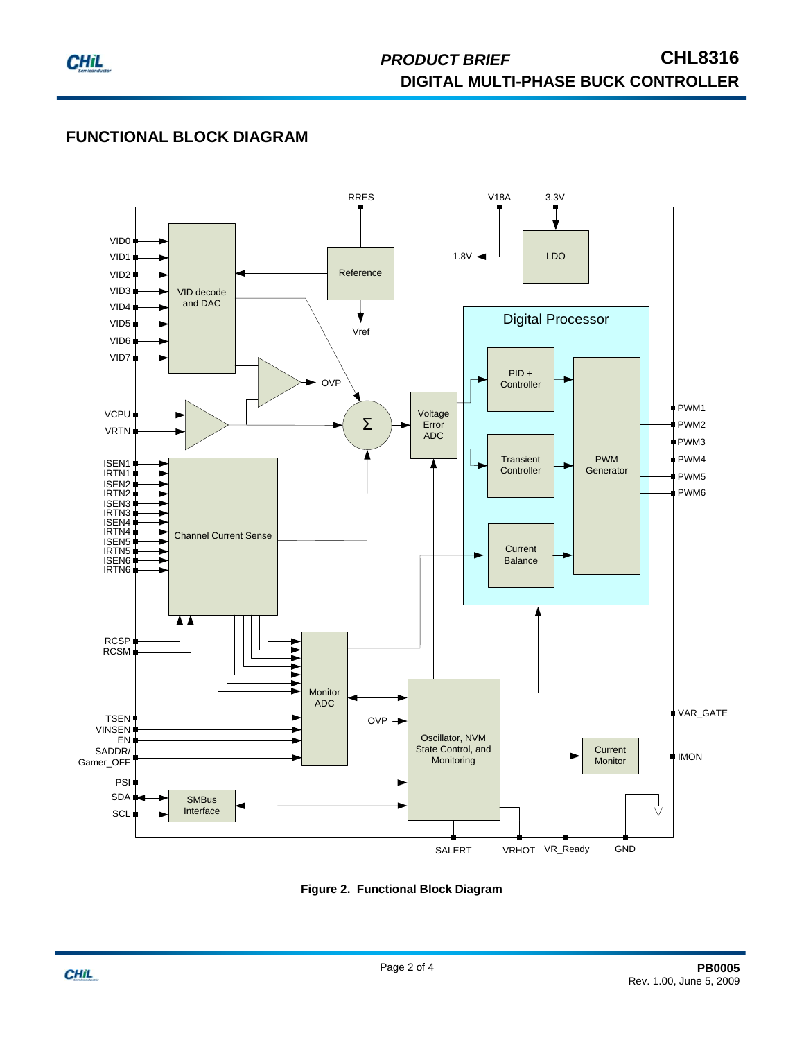## FUNCTIONAL BLOCK DIAGRAM

**Figure 2. Functional Block Diagram**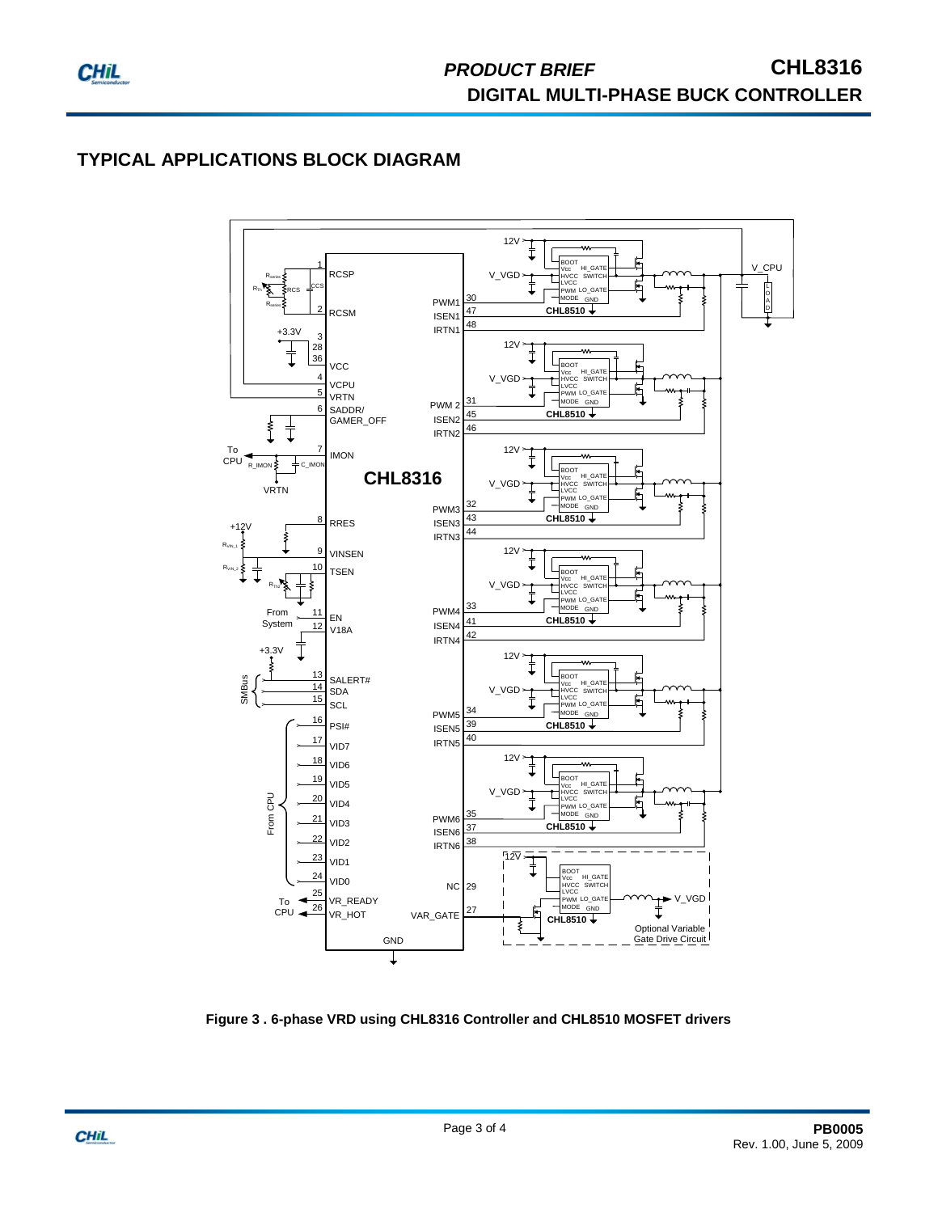## TYPICAL APPLICATIONS BLOCK DIAGRAM

**Figure 3 . 6-phase VRD using CHL8316 Controller and CHL8510 MOSFET drivers**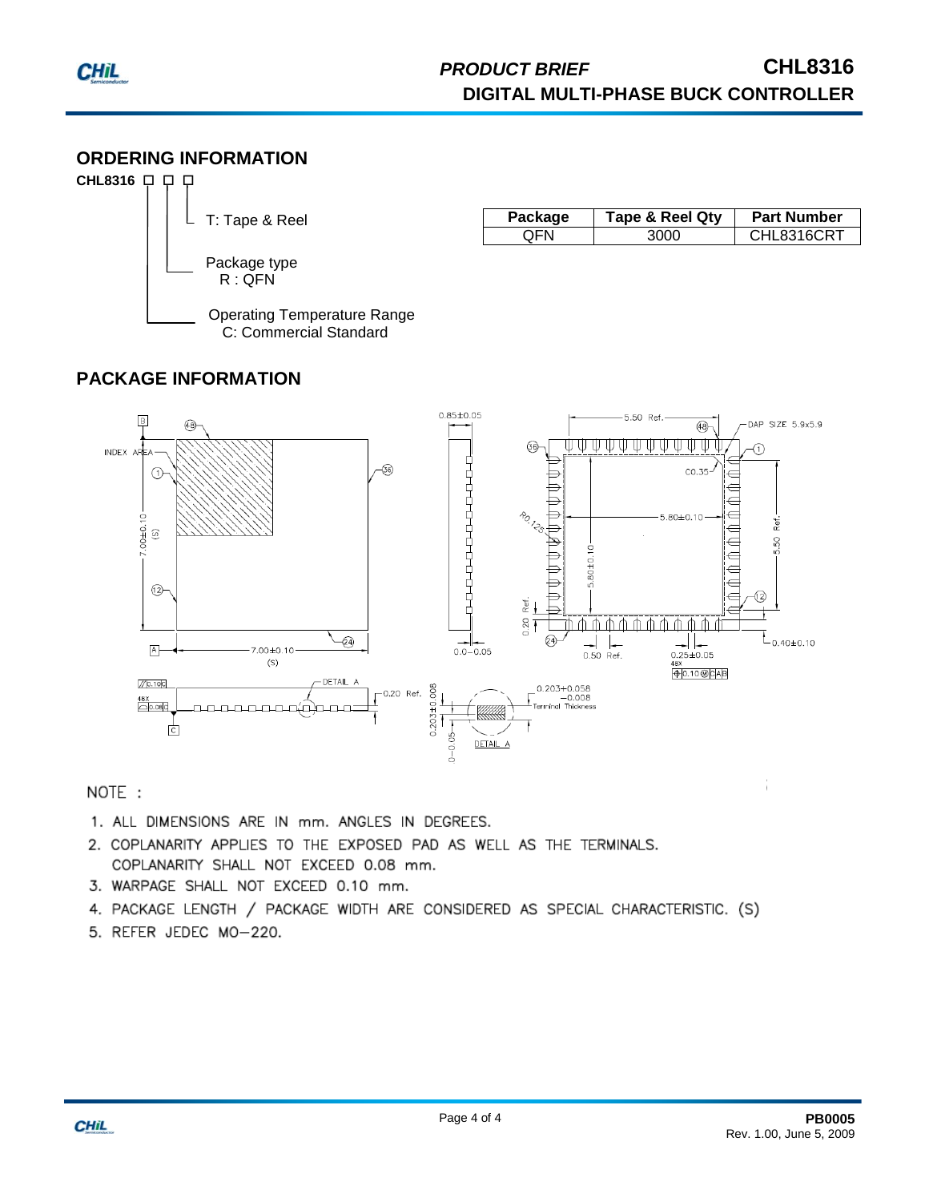## ORDERING INFORMATION

CHL8316 □ □ □

- T: Tape & Reel
- Package type
  R : QFN
- Operating Temperature Range
  C: Commercial Standard

| Package | Tape & Reel Qty | Part Number |
| --- | --- | --- |
| QFN | 3000 | CHL8316CRT |

## PACKAGE INFORMATION

B
48
INDEX AREA
1
36
7.00±0.10
(S)
12
24
A
7.00±0.10
(S)

0.85±0.05
0.0~0.05

5.50 Ref.
48
DAP SIZE 5.9x5.9
36
1
C0.35
R0.125
5.80±0.10
5.80±0.10
5.50 Ref.
12
0.20 Ref.
24
0.40±0.10
0.50 Ref.
0.25±0.05
48X
0.10 M C A B

0.10 C
48X
0.08 C
C
DETAIL A
0.20 Ref.
0.203±0.008
0~0.05
0.203+0.058 −0.008
Terminal Thickness
DETAIL A

NOTE :

1. ALL DIMENSIONS ARE IN mm. ANGLES IN DEGREES.
2. COPLANARITY APPLIES TO THE EXPOSED PAD AS WELL AS THE TERMINALS. COPLANARITY SHALL NOT EXCEED 0.08 mm.
3. WARPAGE SHALL NOT EXCEED 0.10 mm.
4. PACKAGE LENGTH / PACKAGE WIDTH ARE CONSIDERED AS SPECIAL CHARACTERISTIC. (S)
5. REFER JEDEC MO-220.